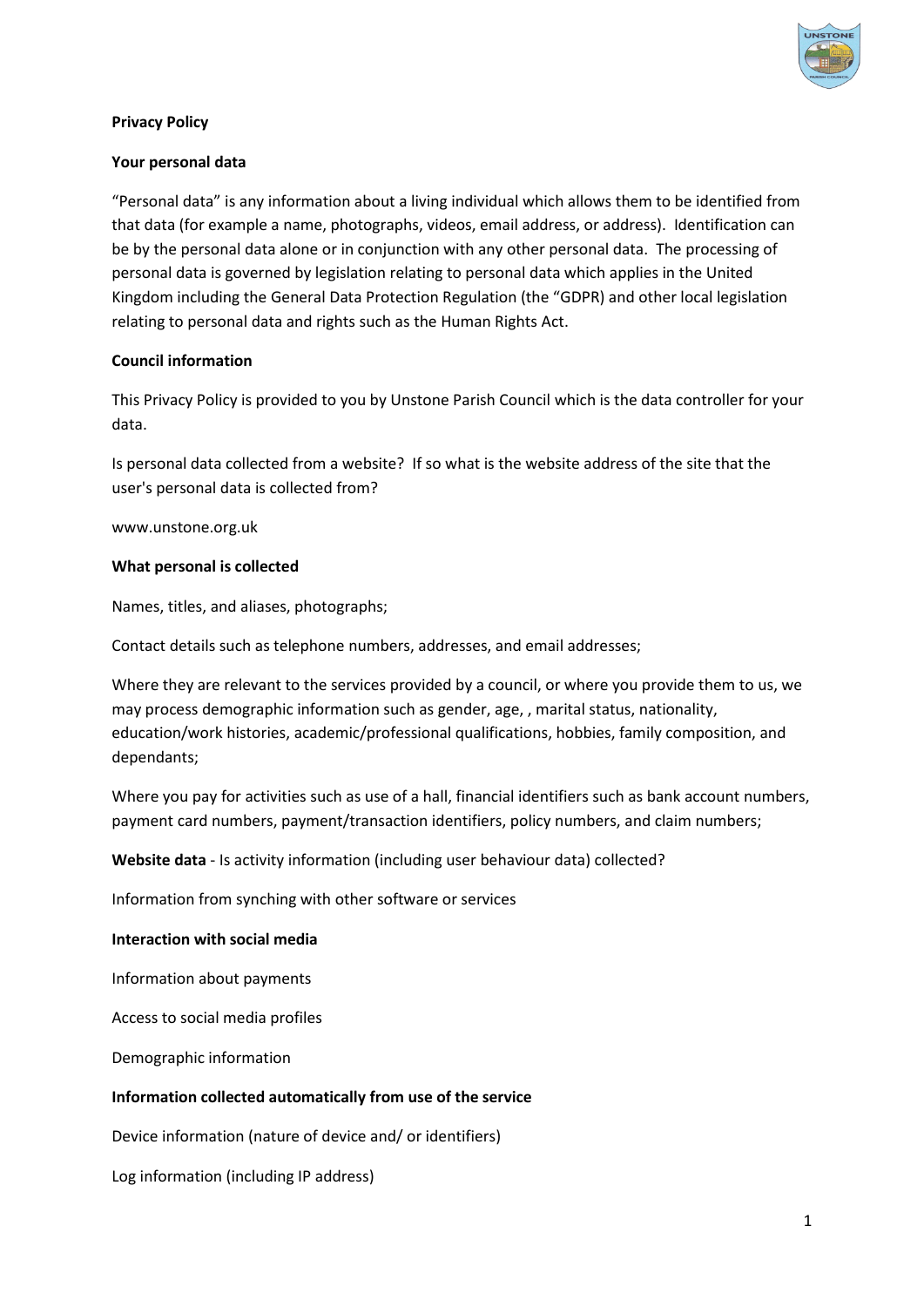**Privacy Policy**

**Your personal data**

"Personal data" is any information about a living individual which allows them to be identified from that data (for example a name, photographs, videos, email address, or address). Identification can be by the personal data alone or in conjunction with any other personal data. The processing of personal data is governed by legislation relating to personal data which applies in the United Kingdom including the General Data Protection Regulation (the "GDPR) and other local legislation relating to personal data and rights such as the Human Rights Act.

**Council information**

This Privacy Policy is provided to you by Unstone Parish Council which is the data controller for your data.

Is personal data collected from a website? If so what is the website address of the site that the user's personal data is collected from?

www.unstone.org.uk

**What personal is collected**

Names, titles, and aliases, photographs;

Contact details such as telephone numbers, addresses, and email addresses;

Where they are relevant to the services provided by a council, or where you provide them to us, we may process demographic information such as gender, age, , marital status, nationality, education/work histories, academic/professional qualifications, hobbies, family composition, and dependants;

Where you pay for activities such as use of a hall, financial identifiers such as bank account numbers, payment card numbers, payment/transaction identifiers, policy numbers, and claim numbers;

**Website data** - Is activity information (including user behaviour data) collected?

Information from synching with other software or services

**Interaction with social media**

Information about payments

Access to social media profiles

Demographic information

**Information collected automatically from use of the service**

Device information (nature of device and/ or identifiers)

Log information (including IP address)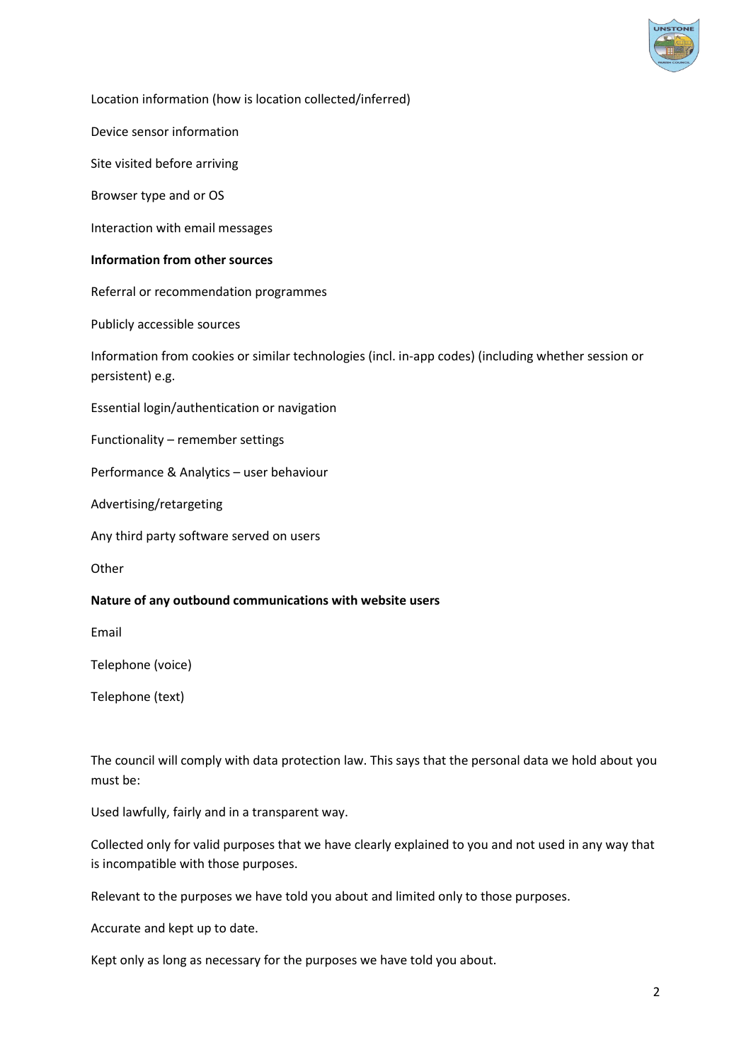Location information (how is location collected/inferred)

Device sensor information

Site visited before arriving

Browser type and or OS

Interaction with email messages

**Information from other sources**

Referral or recommendation programmes

Publicly accessible sources

Information from cookies or similar technologies (incl. in-app codes) (including whether session or persistent) e.g.

Essential login/authentication or navigation

Functionality – remember settings

Performance & Analytics – user behaviour

Advertising/retargeting

Any third party software served on users

Other

**Nature of any outbound communications with website users**

Email

Telephone (voice)

Telephone (text)

The council will comply with data protection law. This says that the personal data we hold about you must be:

Used lawfully, fairly and in a transparent way.

Collected only for valid purposes that we have clearly explained to you and not used in any way that is incompatible with those purposes.

Relevant to the purposes we have told you about and limited only to those purposes.

Accurate and kept up to date.

Kept only as long as necessary for the purposes we have told you about.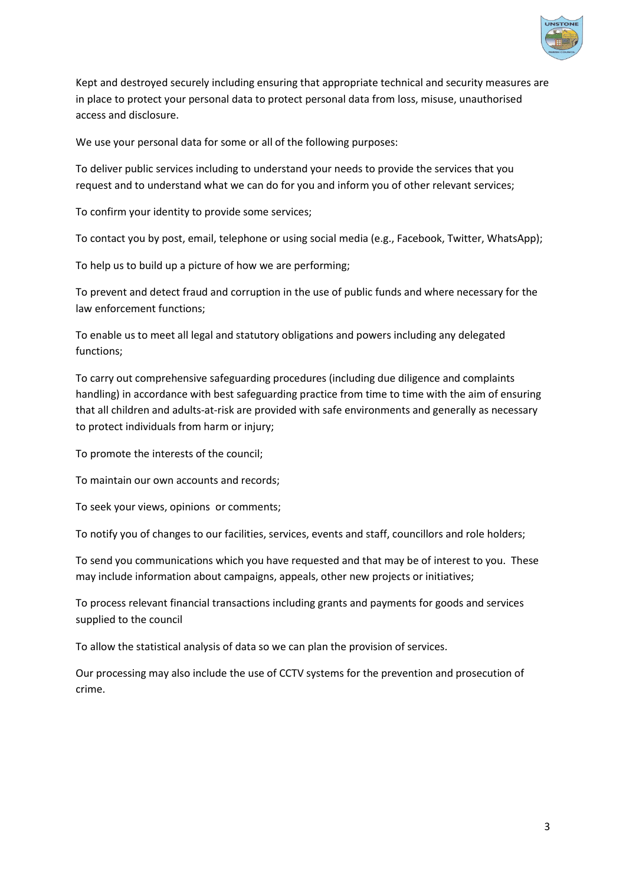Kept and destroyed securely including ensuring that appropriate technical and security measures are in place to protect your personal data to protect personal data from loss, misuse, unauthorised access and disclosure.

We use your personal data for some or all of the following purposes:

To deliver public services including to understand your needs to provide the services that you request and to understand what we can do for you and inform you of other relevant services;

To confirm your identity to provide some services;

To contact you by post, email, telephone or using social media (e.g., Facebook, Twitter, WhatsApp);

To help us to build up a picture of how we are performing;

To prevent and detect fraud and corruption in the use of public funds and where necessary for the law enforcement functions;

To enable us to meet all legal and statutory obligations and powers including any delegated functions;

To carry out comprehensive safeguarding procedures (including due diligence and complaints handling) in accordance with best safeguarding practice from time to time with the aim of ensuring that all children and adults-at-risk are provided with safe environments and generally as necessary to protect individuals from harm or injury;

To promote the interests of the council;

To maintain our own accounts and records;

To seek your views, opinions  or comments;

To notify you of changes to our facilities, services, events and staff, councillors and role holders;

To send you communications which you have requested and that may be of interest to you.  These may include information about campaigns, appeals, other new projects or initiatives;

To process relevant financial transactions including grants and payments for goods and services supplied to the council

To allow the statistical analysis of data so we can plan the provision of services.

Our processing may also include the use of CCTV systems for the prevention and prosecution of crime.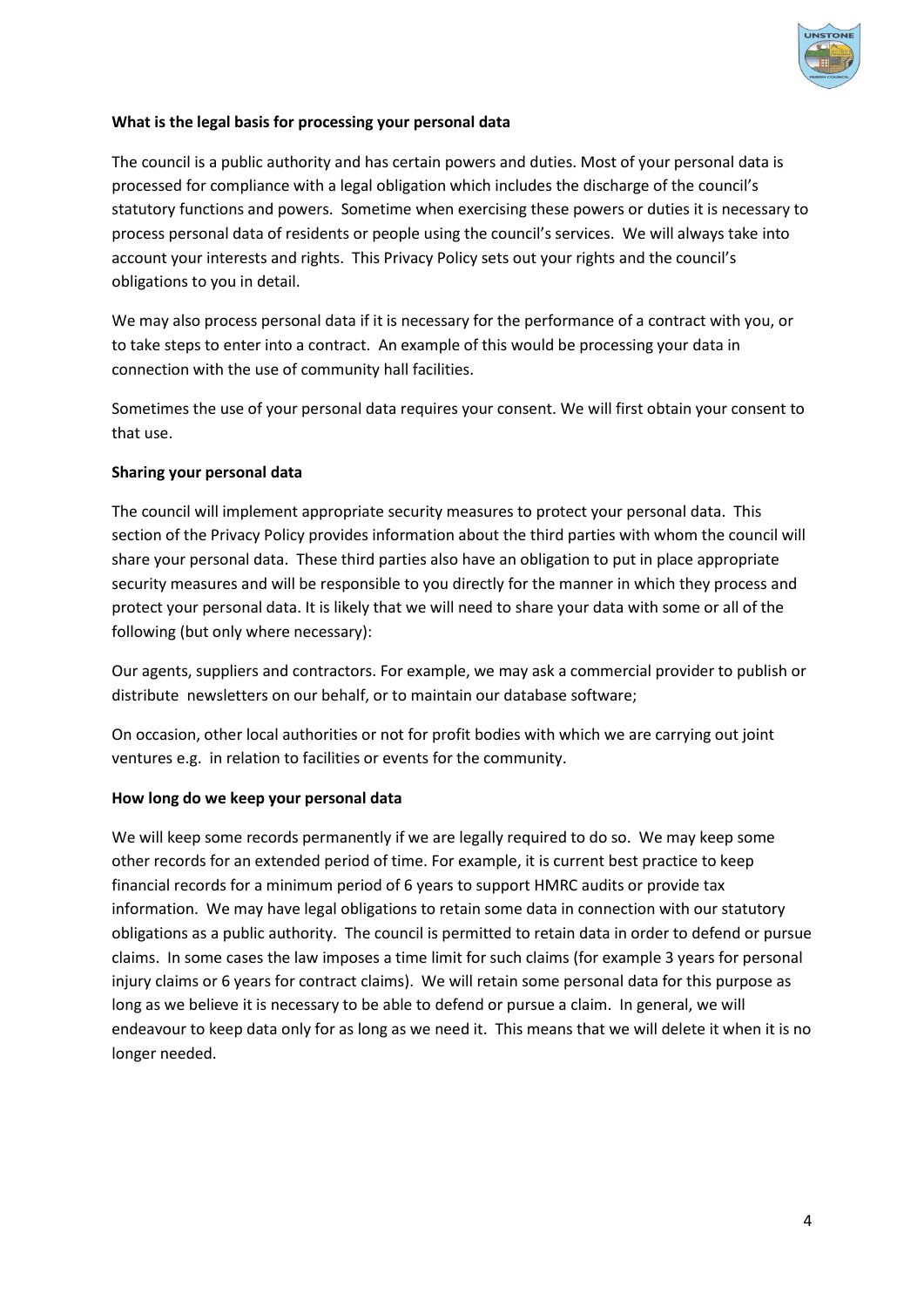**What is the legal basis for processing your personal data**

The council is a public authority and has certain powers and duties. Most of your personal data is processed for compliance with a legal obligation which includes the discharge of the council's statutory functions and powers. Sometime when exercising these powers or duties it is necessary to process personal data of residents or people using the council's services. We will always take into account your interests and rights. This Privacy Policy sets out your rights and the council's obligations to you in detail.

We may also process personal data if it is necessary for the performance of a contract with you, or to take steps to enter into a contract. An example of this would be processing your data in connection with the use of community hall facilities.

Sometimes the use of your personal data requires your consent. We will first obtain your consent to that use.

**Sharing your personal data**

The council will implement appropriate security measures to protect your personal data. This section of the Privacy Policy provides information about the third parties with whom the council will share your personal data. These third parties also have an obligation to put in place appropriate security measures and will be responsible to you directly for the manner in which they process and protect your personal data. It is likely that we will need to share your data with some or all of the following (but only where necessary):

Our agents, suppliers and contractors. For example, we may ask a commercial provider to publish or distribute newsletters on our behalf, or to maintain our database software;

On occasion, other local authorities or not for profit bodies with which we are carrying out joint ventures e.g. in relation to facilities or events for the community.

**How long do we keep your personal data**

We will keep some records permanently if we are legally required to do so. We may keep some other records for an extended period of time. For example, it is current best practice to keep financial records for a minimum period of 6 years to support HMRC audits or provide tax information. We may have legal obligations to retain some data in connection with our statutory obligations as a public authority. The council is permitted to retain data in order to defend or pursue claims. In some cases the law imposes a time limit for such claims (for example 3 years for personal injury claims or 6 years for contract claims). We will retain some personal data for this purpose as long as we believe it is necessary to be able to defend or pursue a claim. In general, we will endeavour to keep data only for as long as we need it. This means that we will delete it when it is no longer needed.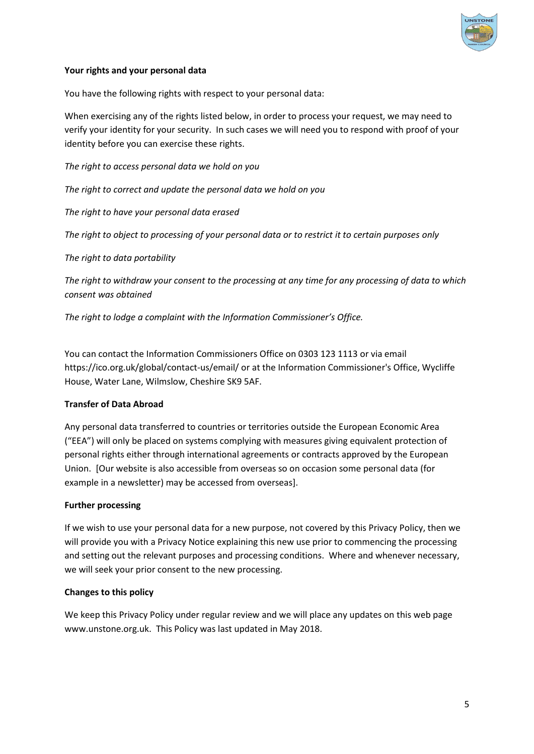**Your rights and your personal data**

You have the following rights with respect to your personal data:

When exercising any of the rights listed below, in order to process your request, we may need to verify your identity for your security. In such cases we will need you to respond with proof of your identity before you can exercise these rights.

*The right to access personal data we hold on you*

*The right to correct and update the personal data we hold on you*

*The right to have your personal data erased*

*The right to object to processing of your personal data or to restrict it to certain purposes only*

*The right to data portability*

*The right to withdraw your consent to the processing at any time for any processing of data to which consent was obtained*

*The right to lodge a complaint with the Information Commissioner's Office.*

You can contact the Information Commissioners Office on 0303 123 1113 or via email https://ico.org.uk/global/contact-us/email/ or at the Information Commissioner's Office, Wycliffe House, Water Lane, Wilmslow, Cheshire SK9 5AF.

**Transfer of Data Abroad**

Any personal data transferred to countries or territories outside the European Economic Area ("EEA") will only be placed on systems complying with measures giving equivalent protection of personal rights either through international agreements or contracts approved by the European Union. [Our website is also accessible from overseas so on occasion some personal data (for example in a newsletter) may be accessed from overseas].

**Further processing**

If we wish to use your personal data for a new purpose, not covered by this Privacy Policy, then we will provide you with a Privacy Notice explaining this new use prior to commencing the processing and setting out the relevant purposes and processing conditions. Where and whenever necessary, we will seek your prior consent to the new processing.

**Changes to this policy**

We keep this Privacy Policy under regular review and we will place any updates on this web page www.unstone.org.uk. This Policy was last updated in May 2018.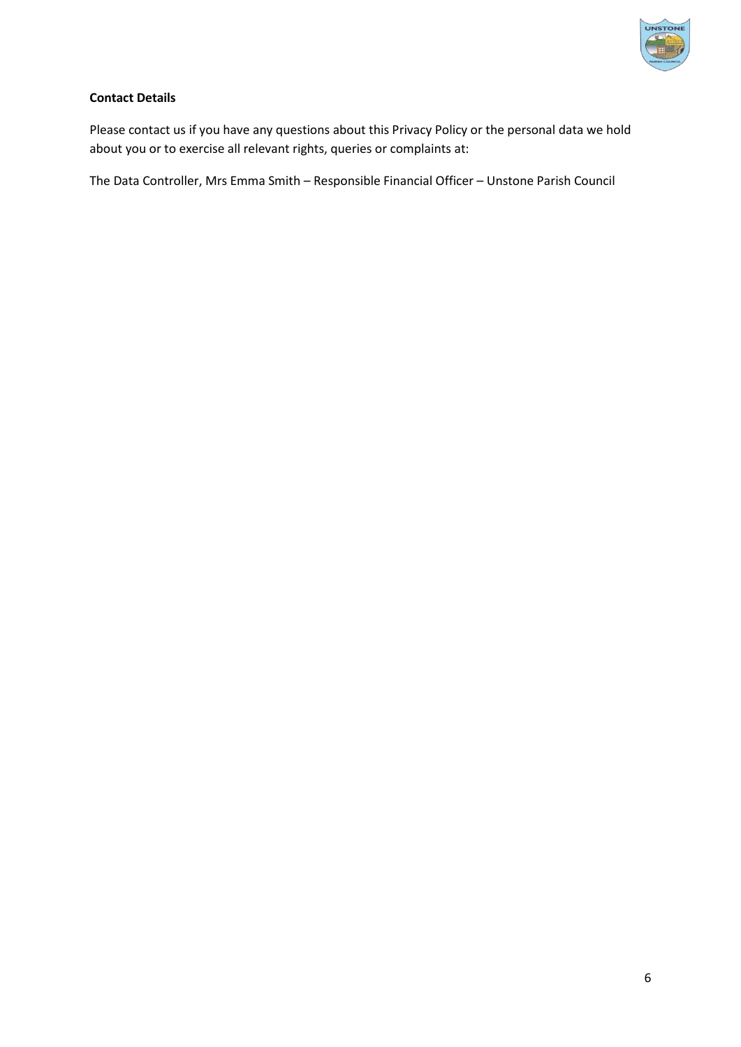**Contact Details**

Please contact us if you have any questions about this Privacy Policy or the personal data we hold about you or to exercise all relevant rights, queries or complaints at:

The Data Controller, Mrs Emma Smith – Responsible Financial Officer – Unstone Parish Council